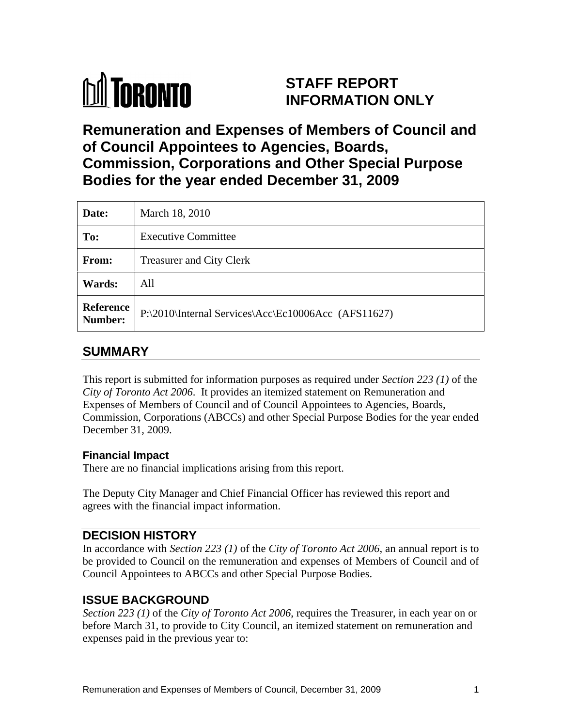**TORONTO**

# STAFF REPORT
# INFORMATION ONLY

# Remuneration and Expenses of Members of Council and of Council Appointees to Agencies, Boards, Commission, Corporations and Other Special Purpose Bodies for the year ended December 31, 2009

| | |
|---|---|
| **Date:** | March 18, 2010 |
| **To:** | Executive Committee |
| **From:** | Treasurer and City Clerk |
| **Wards:** | All |
| **Reference Number:** | P:\2010\Internal Services\Acc\Ec10006Acc (AFS11627) |

## SUMMARY

This report is submitted for information purposes as required under *Section 223 (1)* of the *City of Toronto Act 2006*. It provides an itemized statement on Remuneration and Expenses of Members of Council and of Council Appointees to Agencies, Boards, Commission, Corporations (ABCCs) and other Special Purpose Bodies for the year ended December 31, 2009.

### Financial Impact

There are no financial implications arising from this report.

The Deputy City Manager and Chief Financial Officer has reviewed this report and agrees with the financial impact information.

## DECISION HISTORY

In accordance with *Section 223 (1)* of the *City of Toronto Act 2006*, an annual report is to be provided to Council on the remuneration and expenses of Members of Council and of Council Appointees to ABCCs and other Special Purpose Bodies.

## ISSUE BACKGROUND

*Section 223 (1)* of the *City of Toronto Act 2006*, requires the Treasurer, in each year on or before March 31, to provide to City Council, an itemized statement on remuneration and expenses paid in the previous year to: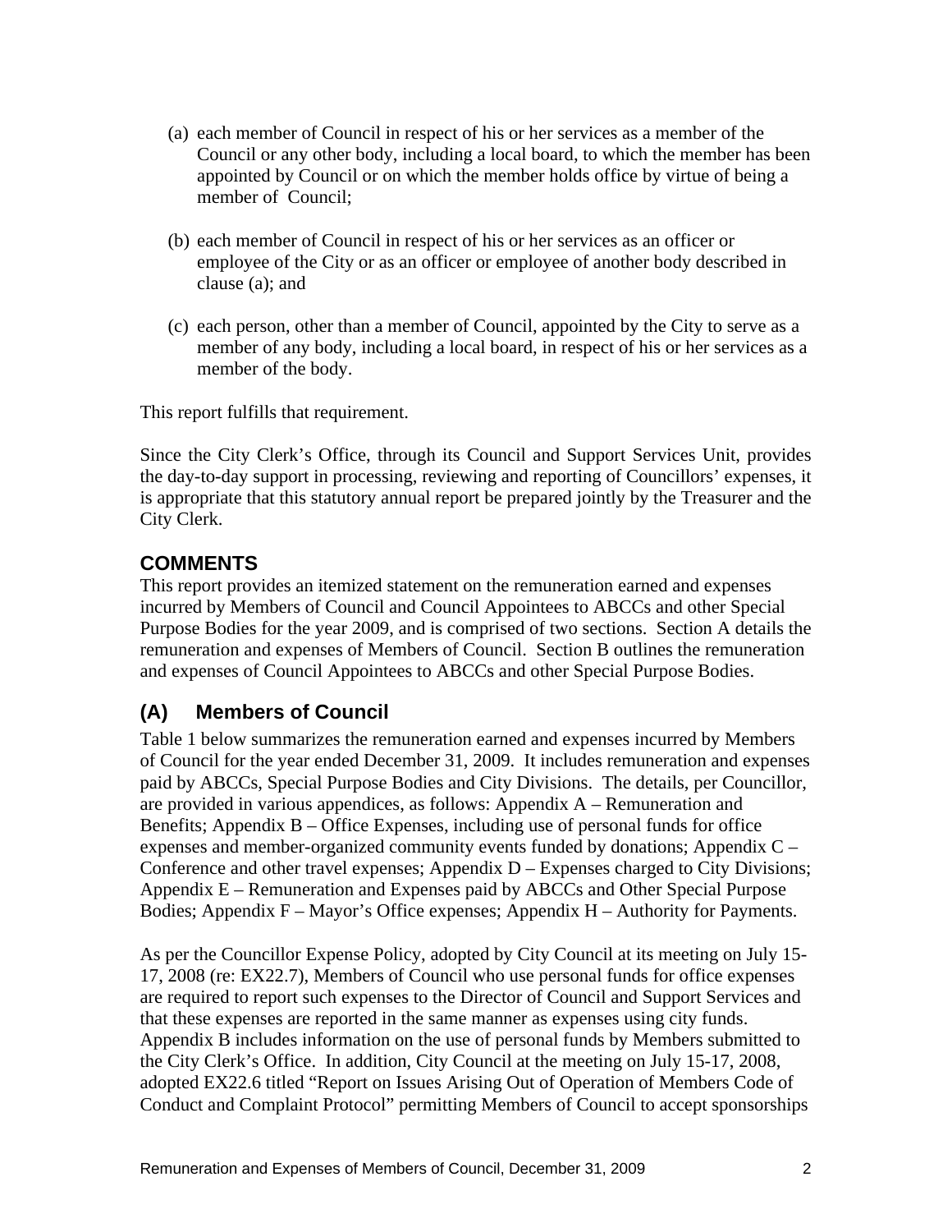(a) each member of Council in respect of his or her services as a member of the Council or any other body, including a local board, to which the member has been appointed by Council or on which the member holds office by virtue of being a member of Council;

(b) each member of Council in respect of his or her services as an officer or employee of the City or as an officer or employee of another body described in clause (a); and

(c) each person, other than a member of Council, appointed by the City to serve as a member of any body, including a local board, in respect of his or her services as a member of the body.

This report fulfills that requirement.

Since the City Clerk's Office, through its Council and Support Services Unit, provides the day-to-day support in processing, reviewing and reporting of Councillors' expenses, it is appropriate that this statutory annual report be prepared jointly by the Treasurer and the City Clerk.

## COMMENTS

This report provides an itemized statement on the remuneration earned and expenses incurred by Members of Council and Council Appointees to ABCCs and other Special Purpose Bodies for the year 2009, and is comprised of two sections. Section A details the remuneration and expenses of Members of Council. Section B outlines the remuneration and expenses of Council Appointees to ABCCs and other Special Purpose Bodies.

## (A) Members of Council

Table 1 below summarizes the remuneration earned and expenses incurred by Members of Council for the year ended December 31, 2009. It includes remuneration and expenses paid by ABCCs, Special Purpose Bodies and City Divisions. The details, per Councillor, are provided in various appendices, as follows: Appendix A – Remuneration and Benefits; Appendix B – Office Expenses, including use of personal funds for office expenses and member-organized community events funded by donations; Appendix C – Conference and other travel expenses; Appendix D – Expenses charged to City Divisions; Appendix E – Remuneration and Expenses paid by ABCCs and Other Special Purpose Bodies; Appendix F – Mayor's Office expenses; Appendix H – Authority for Payments.

As per the Councillor Expense Policy, adopted by City Council at its meeting on July 15-17, 2008 (re: EX22.7), Members of Council who use personal funds for office expenses are required to report such expenses to the Director of Council and Support Services and that these expenses are reported in the same manner as expenses using city funds. Appendix B includes information on the use of personal funds by Members submitted to the City Clerk's Office. In addition, City Council at the meeting on July 15-17, 2008, adopted EX22.6 titled "Report on Issues Arising Out of Operation of Members Code of Conduct and Complaint Protocol" permitting Members of Council to accept sponsorships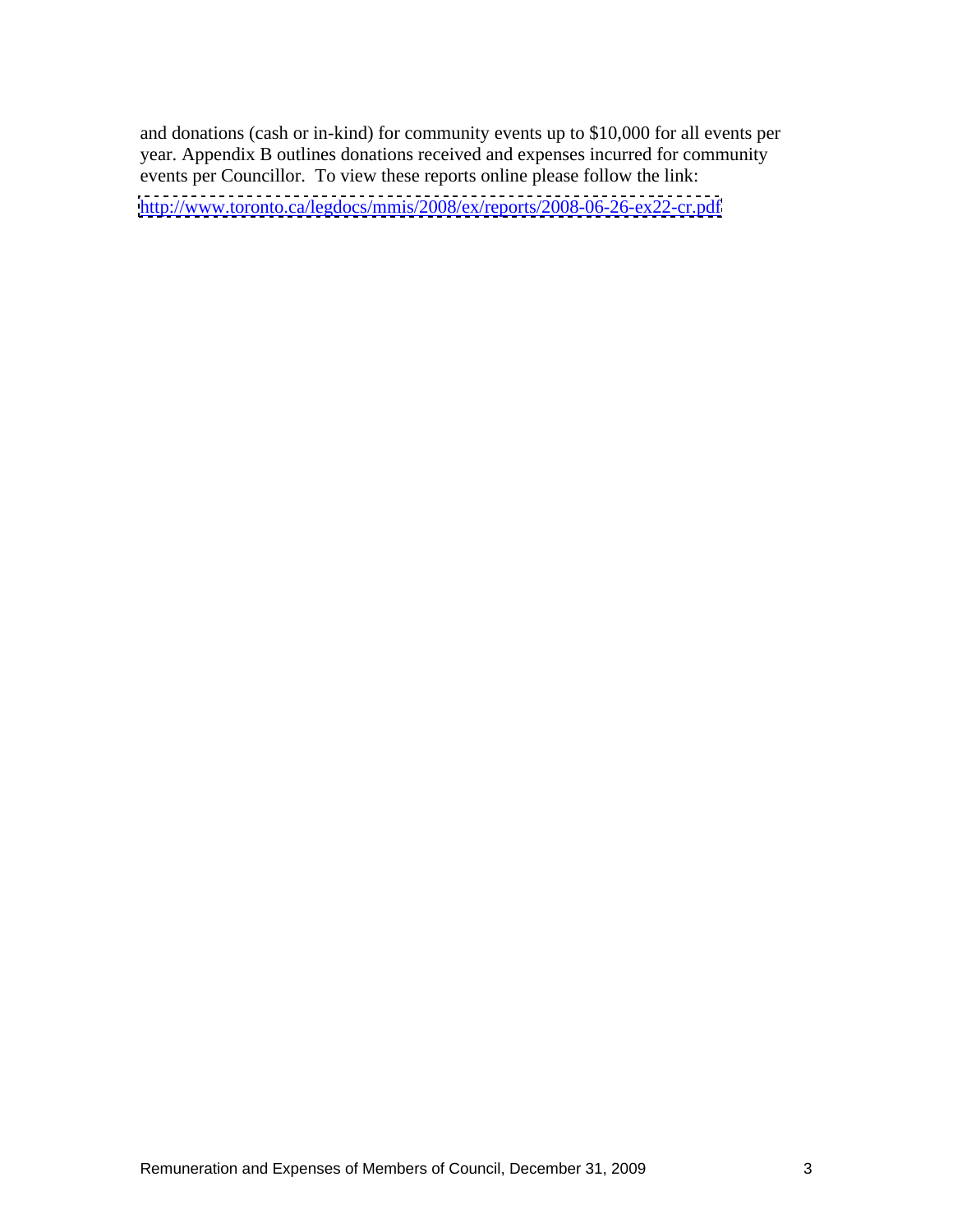and donations (cash or in-kind) for community events up to $10,000 for all events per year. Appendix B outlines donations received and expenses incurred for community events per Councillor. To view these reports online please follow the link:

http://www.toronto.ca/legdocs/mmis/2008/ex/reports/2008-06-26-ex22-cr.pdf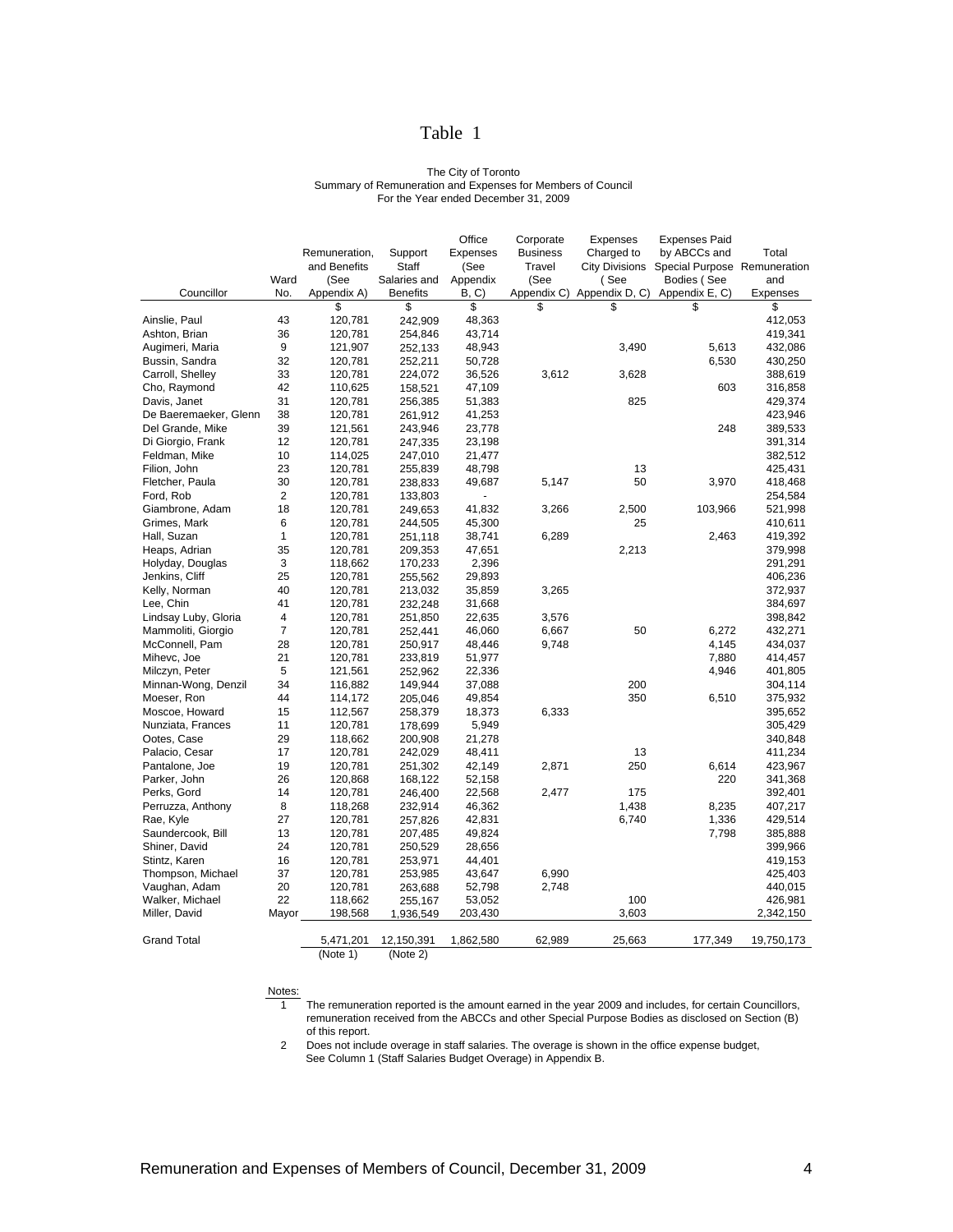# Table 1

The City of Toronto
Summary of Remuneration and Expenses for Members of Council
For the Year ended December 31, 2009

| Councillor | Ward No. | Remuneration, and Benefits (See Appendix A) | Support Staff Salaries and Benefits | Office Expenses (See Appendix B, C) | Corporate Business Travel (See Appendix C) | Expenses Charged to City Divisions ( See Appendix D, C) | Expenses Paid by ABCCs and Special Purpose Bodies ( See Appendix E, C) | Total Remuneration and Expenses |
|---|---|---|---|---|---|---|---|---|
| | | $ | $ | $ | $ | $ | $ | $ |
| Ainslie, Paul | 43 | 120,781 | 242,909 | 48,363 | | | | 412,053 |
| Ashton, Brian | 36 | 120,781 | 254,846 | 43,714 | | | | 419,341 |
| Augimeri, Maria | 9 | 121,907 | 252,133 | 48,943 | | 3,490 | 5,613 | 432,086 |
| Bussin, Sandra | 32 | 120,781 | 252,211 | 50,728 | | | 6,530 | 430,250 |
| Carroll, Shelley | 33 | 120,781 | 224,072 | 36,526 | 3,612 | 3,628 | | 388,619 |
| Cho, Raymond | 42 | 110,625 | 158,521 | 47,109 | | | 603 | 316,858 |
| Davis, Janet | 31 | 120,781 | 256,385 | 51,383 | | 825 | | 429,374 |
| De Baeremaeker, Glenn | 38 | 120,781 | 261,912 | 41,253 | | | | 423,946 |
| Del Grande, Mike | 39 | 121,561 | 243,946 | 23,778 | | | 248 | 389,533 |
| Di Giorgio, Frank | 12 | 120,781 | 247,335 | 23,198 | | | | 391,314 |
| Feldman, Mike | 10 | 114,025 | 247,010 | 21,477 | | | | 382,512 |
| Filion, John | 23 | 120,781 | 255,839 | 48,798 | | 13 | | 425,431 |
| Fletcher, Paula | 30 | 120,781 | 238,833 | 49,687 | 5,147 | 50 | 3,970 | 418,468 |
| Ford, Rob | 2 | 120,781 | 133,803 | - | | | | 254,584 |
| Giambrone, Adam | 18 | 120,781 | 249,653 | 41,832 | 3,266 | 2,500 | 103,966 | 521,998 |
| Grimes, Mark | 6 | 120,781 | 244,505 | 45,300 | | 25 | | 410,611 |
| Hall, Suzan | 1 | 120,781 | 251,118 | 38,741 | 6,289 | | 2,463 | 419,392 |
| Heaps, Adrian | 35 | 120,781 | 209,353 | 47,651 | | 2,213 | | 379,998 |
| Holyday, Douglas | 3 | 118,662 | 170,233 | 2,396 | | | | 291,291 |
| Jenkins, Cliff | 25 | 120,781 | 255,562 | 29,893 | | | | 406,236 |
| Kelly, Norman | 40 | 120,781 | 213,032 | 35,859 | 3,265 | | | 372,937 |
| Lee, Chin | 41 | 120,781 | 232,248 | 31,668 | | | | 384,697 |
| Lindsay Luby, Gloria | 4 | 120,781 | 251,850 | 22,635 | 3,576 | | | 398,842 |
| Mammoliti, Giorgio | 7 | 120,781 | 252,441 | 46,060 | 6,667 | 50 | 6,272 | 432,271 |
| McConnell, Pam | 28 | 120,781 | 250,917 | 48,446 | 9,748 | | 4,145 | 434,037 |
| Mihevc, Joe | 21 | 120,781 | 233,819 | 51,977 | | | 7,880 | 414,457 |
| Milczyn, Peter | 5 | 121,561 | 252,962 | 22,336 | | | 4,946 | 401,805 |
| Minnan-Wong, Denzil | 34 | 116,882 | 149,944 | 37,088 | | 200 | | 304,114 |
| Moeser, Ron | 44 | 114,172 | 205,046 | 49,854 | | 350 | 6,510 | 375,932 |
| Moscoe, Howard | 15 | 112,567 | 258,379 | 18,373 | 6,333 | | | 395,652 |
| Nunziata, Frances | 11 | 120,781 | 178,699 | 5,949 | | | | 305,429 |
| Ootes, Case | 29 | 118,662 | 200,908 | 21,278 | | | | 340,848 |
| Palacio, Cesar | 17 | 120,781 | 242,029 | 48,411 | | 13 | | 411,234 |
| Pantalone, Joe | 19 | 120,781 | 251,302 | 42,149 | 2,871 | 250 | 6,614 | 423,967 |
| Parker, John | 26 | 120,868 | 168,122 | 52,158 | | | 220 | 341,368 |
| Perks, Gord | 14 | 120,781 | 246,400 | 22,568 | 2,477 | 175 | | 392,401 |
| Perruzza, Anthony | 8 | 118,268 | 232,914 | 46,362 | | 1,438 | 8,235 | 407,217 |
| Rae, Kyle | 27 | 120,781 | 257,826 | 42,831 | | 6,740 | 1,336 | 429,514 |
| Saundercook, Bill | 13 | 120,781 | 207,485 | 49,824 | | | 7,798 | 385,888 |
| Shiner, David | 24 | 120,781 | 250,529 | 28,656 | | | | 399,966 |
| Stintz, Karen | 16 | 120,781 | 253,971 | 44,401 | | | | 419,153 |
| Thompson, Michael | 37 | 120,781 | 253,985 | 43,647 | 6,990 | | | 425,403 |
| Vaughan, Adam | 20 | 120,781 | 263,688 | 52,798 | 2,748 | | | 440,015 |
| Walker, Michael | 22 | 118,662 | 255,167 | 53,052 | | 100 | | 426,981 |
| Miller, David | Mayor | 198,568 | 1,936,549 | 203,430 | | 3,603 | | 2,342,150 |
| Grand Total | | 5,471,201 | 12,150,391 | 1,862,580 | 62,989 | 25,663 | 177,349 | 19,750,173 |
| | | (Note 1) | (Note 2) | | | | | |

Notes:

1. The remuneration reported is the amount earned in the year 2009 and includes, for certain Councillors, remuneration received from the ABCCs and other Special Purpose Bodies as disclosed on Section (B) of this report.
2. Does not include overage in staff salaries. The overage is shown in the office expense budget, See Column 1 (Staff Salaries Budget Overage) in Appendix B.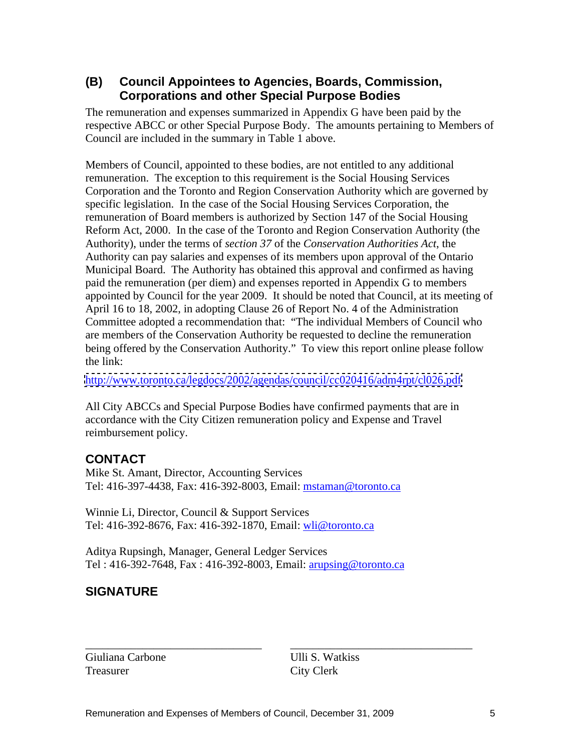## (B) Council Appointees to Agencies, Boards, Commission, Corporations and other Special Purpose Bodies

The remuneration and expenses summarized in Appendix G have been paid by the respective ABCC or other Special Purpose Body. The amounts pertaining to Members of Council are included in the summary in Table 1 above.

Members of Council, appointed to these bodies, are not entitled to any additional remuneration. The exception to this requirement is the Social Housing Services Corporation and the Toronto and Region Conservation Authority which are governed by specific legislation. In the case of the Social Housing Services Corporation, the remuneration of Board members is authorized by Section 147 of the Social Housing Reform Act, 2000. In the case of the Toronto and Region Conservation Authority (the Authority), under the terms of *section 37* of the *Conservation Authorities Act*, the Authority can pay salaries and expenses of its members upon approval of the Ontario Municipal Board. The Authority has obtained this approval and confirmed as having paid the remuneration (per diem) and expenses reported in Appendix G to members appointed by Council for the year 2009. It should be noted that Council, at its meeting of April 16 to 18, 2002, in adopting Clause 26 of Report No. 4 of the Administration Committee adopted a recommendation that: "The individual Members of Council who are members of the Conservation Authority be requested to decline the remuneration being offered by the Conservation Authority." To view this report online please follow the link:

http://www.toronto.ca/legdocs/2002/agendas/council/cc020416/adm4rpt/cl026.pdf

All City ABCCs and Special Purpose Bodies have confirmed payments that are in accordance with the City Citizen remuneration policy and Expense and Travel reimbursement policy.

## CONTACT

Mike St. Amant, Director, Accounting Services
Tel: 416-397-4438, Fax: 416-392-8003, Email: mstaman@toronto.ca

Winnie Li, Director, Council & Support Services
Tel: 416-392-8676, Fax: 416-392-1870, Email: wli@toronto.ca

Aditya Rupsingh, Manager, General Ledger Services
Tel : 416-392-7648, Fax : 416-392-8003, Email: arupsing@toronto.ca

## SIGNATURE

_______________________________

Giuliana Carbone
Treasurer

_______________________________

Ulli S. Watkiss
City Clerk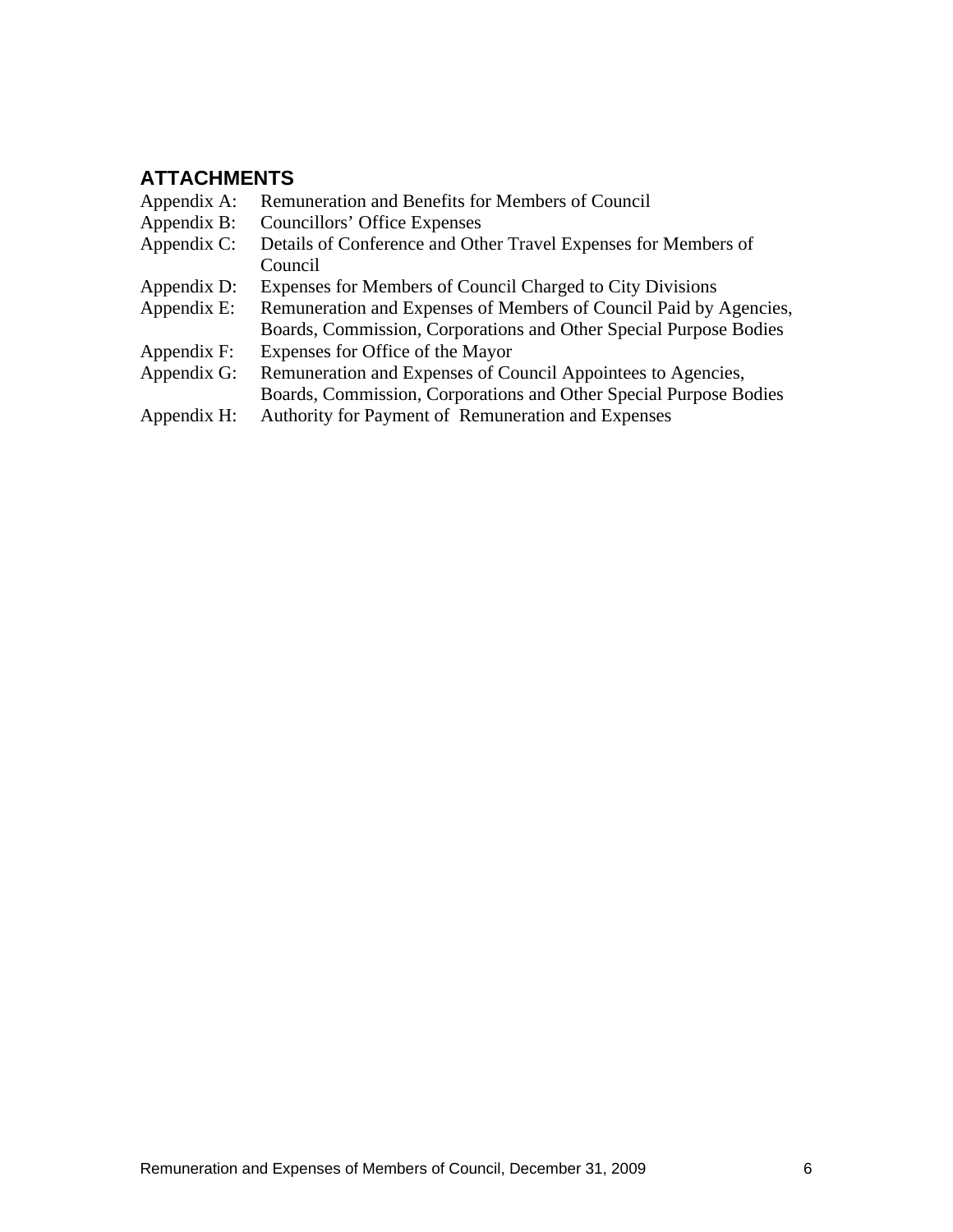## ATTACHMENTS

Appendix A: Remuneration and Benefits for Members of Council
Appendix B: Councillors' Office Expenses
Appendix C: Details of Conference and Other Travel Expenses for Members of Council
Appendix D: Expenses for Members of Council Charged to City Divisions
Appendix E: Remuneration and Expenses of Members of Council Paid by Agencies, Boards, Commission, Corporations and Other Special Purpose Bodies
Appendix F: Expenses for Office of the Mayor
Appendix G: Remuneration and Expenses of Council Appointees to Agencies, Boards, Commission, Corporations and Other Special Purpose Bodies
Appendix H: Authority for Payment of Remuneration and Expenses